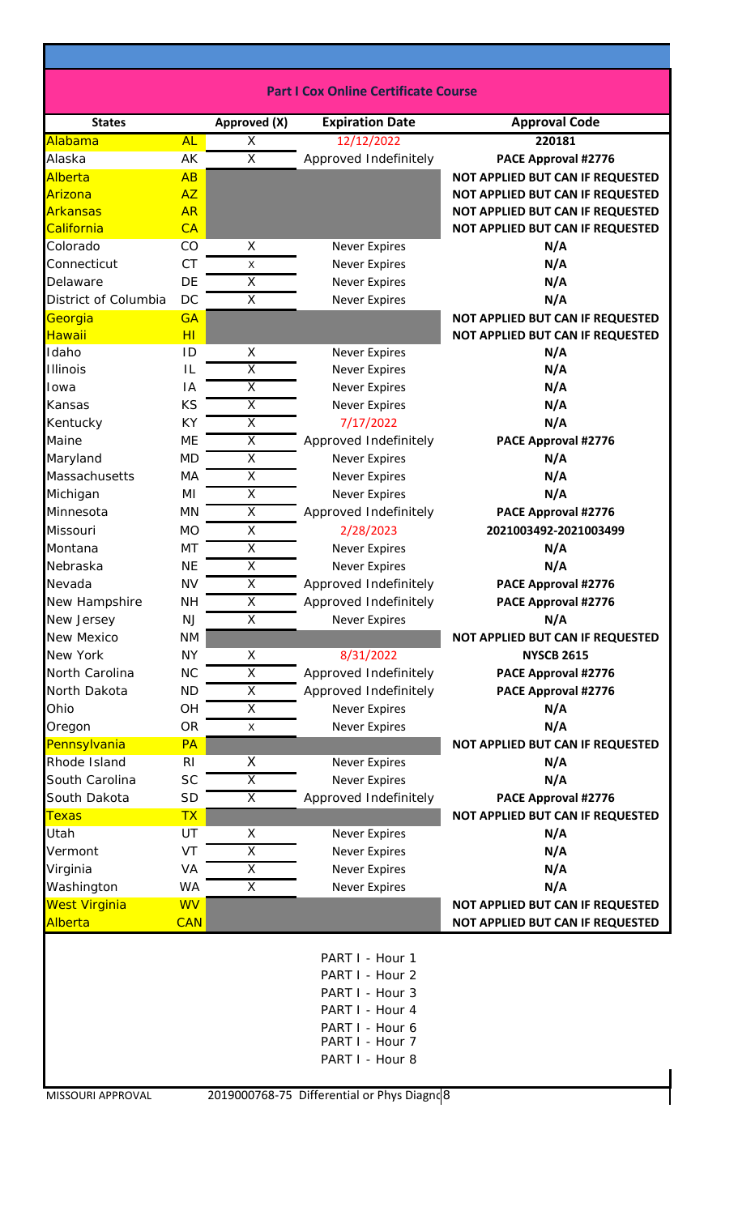## Part I Cox Online Certificate Course

| States | | Approved (X) | Expiration Date | Approval Code |
|---|---|---|---|---|
| Alabama | AL | X | 12/12/2022 | 220181 |
| Alaska | AK | X | Approved Indefinitely | PACE Approval #2776 |
| Alberta | AB | | | NOT APPLIED BUT CAN IF REQUESTED |
| Arizona | AZ | | | NOT APPLIED BUT CAN IF REQUESTED |
| Arkansas | AR | | | NOT APPLIED BUT CAN IF REQUESTED |
| California | CA | | | NOT APPLIED BUT CAN IF REQUESTED |
| Colorado | CO | X | Never Expires | N/A |
| Connecticut | CT | X | Never Expires | N/A |
| Delaware | DE | X | Never Expires | N/A |
| District of Columbia | DC | X | Never Expires | N/A |
| Georgia | GA | | | NOT APPLIED BUT CAN IF REQUESTED |
| Hawaii | HI | | | NOT APPLIED BUT CAN IF REQUESTED |
| Idaho | ID | X | Never Expires | N/A |
| Illinois | IL | X | Never Expires | N/A |
| Iowa | IA | X | Never Expires | N/A |
| Kansas | KS | X | Never Expires | N/A |
| Kentucky | KY | X | 7/17/2022 | N/A |
| Maine | ME | X | Approved Indefinitely | PACE Approval #2776 |
| Maryland | MD | X | Never Expires | N/A |
| Massachusetts | MA | X | Never Expires | N/A |
| Michigan | MI | X | Never Expires | N/A |
| Minnesota | MN | X | Approved Indefinitely | PACE Approval #2776 |
| Missouri | MO | X | 2/28/2023 | 2021003492-2021003499 |
| Montana | MT | X | Never Expires | N/A |
| Nebraska | NE | X | Never Expires | N/A |
| Nevada | NV | X | Approved Indefinitely | PACE Approval #2776 |
| New Hampshire | NH | X | Approved Indefinitely | PACE Approval #2776 |
| New Jersey | NJ | X | Never Expires | N/A |
| New Mexico | NM | | | NOT APPLIED BUT CAN IF REQUESTED |
| New York | NY | X | 8/31/2022 | NYSCB 2615 |
| North Carolina | NC | X | Approved Indefinitely | PACE Approval #2776 |
| North Dakota | ND | X | Approved Indefinitely | PACE Approval #2776 |
| Ohio | OH | X | Never Expires | N/A |
| Oregon | OR | X | Never Expires | N/A |
| Pennsylvania | PA | | | NOT APPLIED BUT CAN IF REQUESTED |
| Rhode Island | RI | X | Never Expires | N/A |
| South Carolina | SC | X | Never Expires | N/A |
| South Dakota | SD | X | Approved Indefinitely | PACE Approval #2776 |
| Texas | TX | | | NOT APPLIED BUT CAN IF REQUESTED |
| Utah | UT | X | Never Expires | N/A |
| Vermont | VT | X | Never Expires | N/A |
| Virginia | VA | X | Never Expires | N/A |
| Washington | WA | X | Never Expires | N/A |
| West Virginia | WV | | | NOT APPLIED BUT CAN IF REQUESTED |
| Alberta | CAN | | | NOT APPLIED BUT CAN IF REQUESTED |

PART I - Hour 1
PART I - Hour 2
PART I - Hour 3
PART I - Hour 4
PART I - Hour 6
PART I - Hour 7
PART I - Hour 8

MISSOURI APPROVAL 2019000768-75 Differential or Phys Diagno 8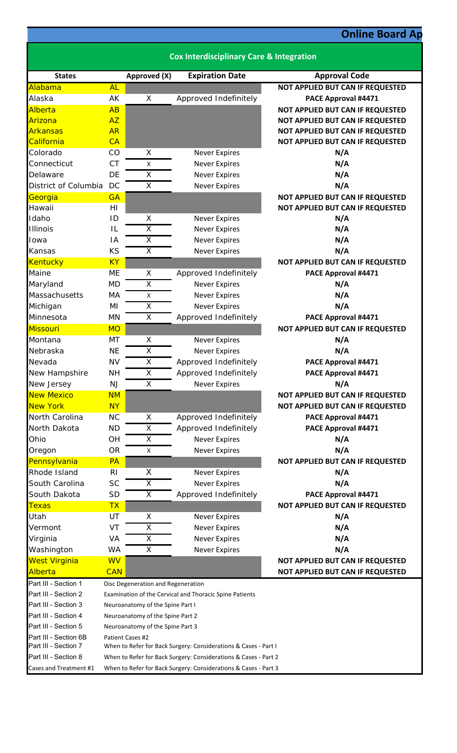# Online Board Ap

## Cox Interdisciplinary Care & Integration

| States | | Approved (X) | Expiration Date | Approval Code |
|---|---|---|---|---|
| Alabama | AL | | | NOT APPLIED BUT CAN IF REQUESTED |
| Alaska | AK | X | Approved Indefinitely | PACE Approval #4471 |
| Alberta | AB | | | NOT APPLIED BUT CAN IF REQUESTED |
| Arizona | AZ | | | NOT APPLIED BUT CAN IF REQUESTED |
| Arkansas | AR | | | NOT APPLIED BUT CAN IF REQUESTED |
| California | CA | | | NOT APPLIED BUT CAN IF REQUESTED |
| Colorado | CO | X | Never Expires | N/A |
| Connecticut | CT | X | Never Expires | N/A |
| Delaware | DE | X | Never Expires | N/A |
| District of Columbia | DC | X | Never Expires | N/A |
| Georgia | GA | | | NOT APPLIED BUT CAN IF REQUESTED |
| Hawaii | HI | | | NOT APPLIED BUT CAN IF REQUESTED |
| Idaho | ID | X | Never Expires | N/A |
| Illinois | IL | X | Never Expires | N/A |
| Iowa | IA | X | Never Expires | N/A |
| Kansas | KS | X | Never Expires | N/A |
| Kentucky | KY | | | NOT APPLIED BUT CAN IF REQUESTED |
| Maine | ME | X | Approved Indefinitely | PACE Approval #4471 |
| Maryland | MD | X | Never Expires | N/A |
| Massachusetts | MA | X | Never Expires | N/A |
| Michigan | MI | X | Never Expires | N/A |
| Minnesota | MN | X | Approved Indefinitely | PACE Approval #4471 |
| Missouri | MO | | | NOT APPLIED BUT CAN IF REQUESTED |
| Montana | MT | X | Never Expires | N/A |
| Nebraska | NE | X | Never Expires | N/A |
| Nevada | NV | X | Approved Indefinitely | PACE Approval #4471 |
| New Hampshire | NH | X | Approved Indefinitely | PACE Approval #4471 |
| New Jersey | NJ | X | Never Expires | N/A |
| New Mexico | NM | | | NOT APPLIED BUT CAN IF REQUESTED |
| New York | NY | | | NOT APPLIED BUT CAN IF REQUESTED |
| North Carolina | NC | X | Approved Indefinitely | PACE Approval #4471 |
| North Dakota | ND | X | Approved Indefinitely | PACE Approval #4471 |
| Ohio | OH | X | Never Expires | N/A |
| Oregon | OR | X | Never Expires | N/A |
| Pennsylvania | PA | | | NOT APPLIED BUT CAN IF REQUESTED |
| Rhode Island | RI | X | Never Expires | N/A |
| South Carolina | SC | X | Never Expires | N/A |
| South Dakota | SD | X | Approved Indefinitely | PACE Approval #4471 |
| Texas | TX | | | NOT APPLIED BUT CAN IF REQUESTED |
| Utah | UT | X | Never Expires | N/A |
| Vermont | VT | X | Never Expires | N/A |
| Virginia | VA | X | Never Expires | N/A |
| Washington | WA | X | Never Expires | N/A |
| West Virginia | WV | | | NOT APPLIED BUT CAN IF REQUESTED |
| Alberta | CAN | | | NOT APPLIED BUT CAN IF REQUESTED |

| | |
|---|---|
| Part III - Section 1 | Disc Degeneration and Regeneration |
| Part III - Section 2 | Examination of the Cervical and Thoracic Spine Patients |
| Part III - Section 3 | Neuroanatomy of the Spine Part I |
| Part III - Section 4 | Neuroanatomy of the Spine Part 2 |
| Part III - Section 5 | Neuroanatomy of the Spine Part 3 |
| Part III - Section 6B | Patient Cases #2 |
| Part III - Section 7 | When to Refer for Back Surgery: Considerations & Cases - Part I |
| Part III - Section 8 | When to Refer for Back Surgery: Considerations & Cases - Part 2 |
| Cases and Treatment #1 | When to Refer for Back Surgery: Considerations & Cases - Part 3 |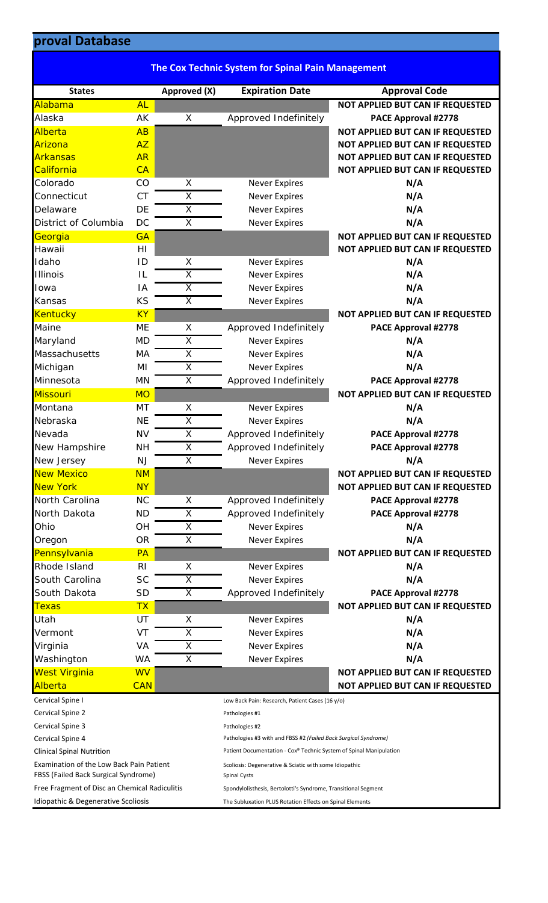## proval Database

### The Cox Technic System for Spinal Pain Management

| States | | Approved (X) | Expiration Date | Approval Code |
|---|---|---|---|---|
| Alabama | AL | | | NOT APPLIED BUT CAN IF REQUESTED |
| Alaska | AK | X | Approved Indefinitely | PACE Approval #2778 |
| Alberta | AB | | | NOT APPLIED BUT CAN IF REQUESTED |
| Arizona | AZ | | | NOT APPLIED BUT CAN IF REQUESTED |
| Arkansas | AR | | | NOT APPLIED BUT CAN IF REQUESTED |
| California | CA | | | NOT APPLIED BUT CAN IF REQUESTED |
| Colorado | CO | X | Never Expires | N/A |
| Connecticut | CT | X | Never Expires | N/A |
| Delaware | DE | X | Never Expires | N/A |
| District of Columbia | DC | X | Never Expires | N/A |
| Georgia | GA | | | NOT APPLIED BUT CAN IF REQUESTED |
| Hawaii | HI | | | NOT APPLIED BUT CAN IF REQUESTED |
| Idaho | ID | X | Never Expires | N/A |
| Illinois | IL | X | Never Expires | N/A |
| Iowa | IA | X | Never Expires | N/A |
| Kansas | KS | X | Never Expires | N/A |
| Kentucky | KY | | | NOT APPLIED BUT CAN IF REQUESTED |
| Maine | ME | X | Approved Indefinitely | PACE Approval #2778 |
| Maryland | MD | X | Never Expires | N/A |
| Massachusetts | MA | X | Never Expires | N/A |
| Michigan | MI | X | Never Expires | N/A |
| Minnesota | MN | X | Approved Indefinitely | PACE Approval #2778 |
| Missouri | MO | | | NOT APPLIED BUT CAN IF REQUESTED |
| Montana | MT | X | Never Expires | N/A |
| Nebraska | NE | X | Never Expires | N/A |
| Nevada | NV | X | Approved Indefinitely | PACE Approval #2778 |
| New Hampshire | NH | X | Approved Indefinitely | PACE Approval #2778 |
| New Jersey | NJ | X | Never Expires | N/A |
| New Mexico | NM | | | NOT APPLIED BUT CAN IF REQUESTED |
| New York | NY | | | NOT APPLIED BUT CAN IF REQUESTED |
| North Carolina | NC | X | Approved Indefinitely | PACE Approval #2778 |
| North Dakota | ND | X | Approved Indefinitely | PACE Approval #2778 |
| Ohio | OH | X | Never Expires | N/A |
| Oregon | OR | X | Never Expires | N/A |
| Pennsylvania | PA | | | NOT APPLIED BUT CAN IF REQUESTED |
| Rhode Island | RI | X | Never Expires | N/A |
| South Carolina | SC | X | Never Expires | N/A |
| South Dakota | SD | X | Approved Indefinitely | PACE Approval #2778 |
| Texas | TX | | | NOT APPLIED BUT CAN IF REQUESTED |
| Utah | UT | X | Never Expires | N/A |
| Vermont | VT | X | Never Expires | N/A |
| Virginia | VA | X | Never Expires | N/A |
| Washington | WA | X | Never Expires | N/A |
| West Virginia | WV | | | NOT APPLIED BUT CAN IF REQUESTED |
| Alberta | CAN | | | NOT APPLIED BUT CAN IF REQUESTED |

| | |
|---|---|
| Cervical Spine I | Low Back Pain: Research, Patient Cases (16 y/o) |
| Cervical Spine 2 | Pathologies #1 |
| Cervical Spine 3 | Pathologies #2 |
| Cervical Spine 4 | Pathologies #3 with and FBSS #2 *(Failed Back Surgical Syndrome)* |
| Clinical Spinal Nutrition | Patient Documentation - Cox® Technic System of Spinal Manipulation |
| Examination of the Low Back Pain Patient FBSS (Failed Back Surgical Syndrome) | Scoliosis: Degenerative & Sciatic with some Idiopathic Spinal Cysts |
| Free Fragment of Disc an Chemical Radiculitis | Spondylolisthesis, Bertolotti's Syndrome, Transitional Segment |
| Idiopathic & Degenerative Scoliosis | The Subluxation PLUS Rotation Effects on Spinal Elements |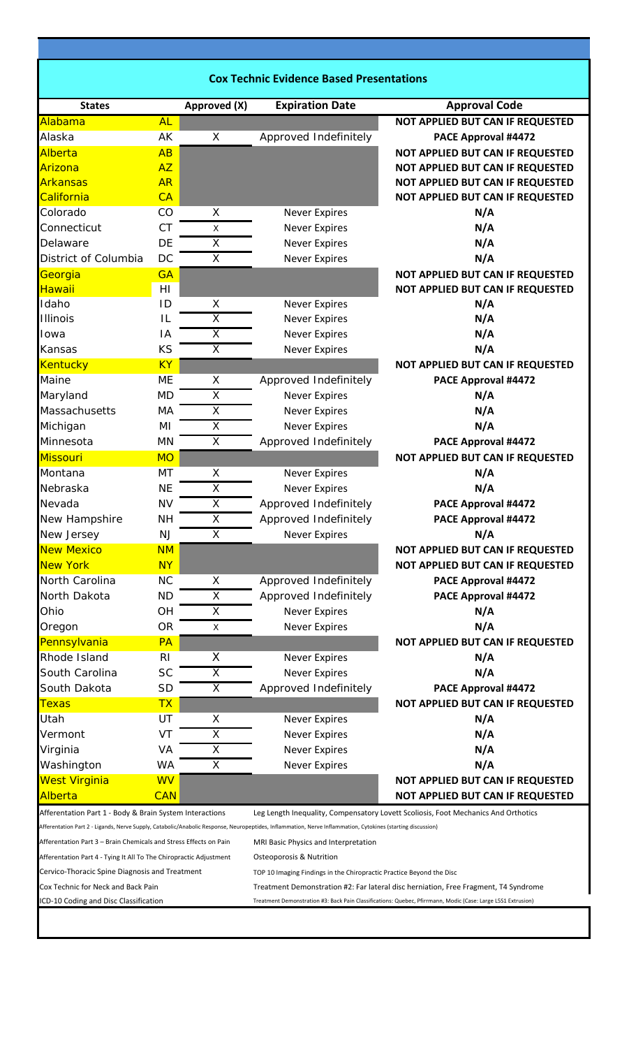## Cox Technic Evidence Based Presentations

| States | | Approved (X) | Expiration Date | Approval Code |
|---|---|---|---|---|
| Alabama | AL | | | NOT APPLIED BUT CAN IF REQUESTED |
| Alaska | AK | X | Approved Indefinitely | PACE Approval #4472 |
| Alberta | AB | | | NOT APPLIED BUT CAN IF REQUESTED |
| Arizona | AZ | | | NOT APPLIED BUT CAN IF REQUESTED |
| Arkansas | AR | | | NOT APPLIED BUT CAN IF REQUESTED |
| California | CA | | | NOT APPLIED BUT CAN IF REQUESTED |
| Colorado | CO | X | Never Expires | N/A |
| Connecticut | CT | X | Never Expires | N/A |
| Delaware | DE | X | Never Expires | N/A |
| District of Columbia | DC | X | Never Expires | N/A |
| Georgia | GA | | | NOT APPLIED BUT CAN IF REQUESTED |
| Hawaii | HI | | | NOT APPLIED BUT CAN IF REQUESTED |
| Idaho | ID | X | Never Expires | N/A |
| Illinois | IL | X | Never Expires | N/A |
| Iowa | IA | X | Never Expires | N/A |
| Kansas | KS | X | Never Expires | N/A |
| Kentucky | KY | | | NOT APPLIED BUT CAN IF REQUESTED |
| Maine | ME | X | Approved Indefinitely | PACE Approval #4472 |
| Maryland | MD | X | Never Expires | N/A |
| Massachusetts | MA | X | Never Expires | N/A |
| Michigan | MI | X | Never Expires | N/A |
| Minnesota | MN | X | Approved Indefinitely | PACE Approval #4472 |
| Missouri | MO | | | NOT APPLIED BUT CAN IF REQUESTED |
| Montana | MT | X | Never Expires | N/A |
| Nebraska | NE | X | Never Expires | N/A |
| Nevada | NV | X | Approved Indefinitely | PACE Approval #4472 |
| New Hampshire | NH | X | Approved Indefinitely | PACE Approval #4472 |
| New Jersey | NJ | X | Never Expires | N/A |
| New Mexico | NM | | | NOT APPLIED BUT CAN IF REQUESTED |
| New York | NY | | | NOT APPLIED BUT CAN IF REQUESTED |
| North Carolina | NC | X | Approved Indefinitely | PACE Approval #4472 |
| North Dakota | ND | X | Approved Indefinitely | PACE Approval #4472 |
| Ohio | OH | X | Never Expires | N/A |
| Oregon | OR | X | Never Expires | N/A |
| Pennsylvania | PA | | | NOT APPLIED BUT CAN IF REQUESTED |
| Rhode Island | RI | X | Never Expires | N/A |
| South Carolina | SC | X | Never Expires | N/A |
| South Dakota | SD | X | Approved Indefinitely | PACE Approval #4472 |
| Texas | TX | | | NOT APPLIED BUT CAN IF REQUESTED |
| Utah | UT | X | Never Expires | N/A |
| Vermont | VT | X | Never Expires | N/A |
| Virginia | VA | X | Never Expires | N/A |
| Washington | WA | X | Never Expires | N/A |
| West Virginia | WV | | | NOT APPLIED BUT CAN IF REQUESTED |
| Alberta | CAN | | | NOT APPLIED BUT CAN IF REQUESTED |

- Afferentation Part 1 - Body & Brain System Interactions
- Afferentation Part 2 - Ligands, Nerve Supply, Catabolic/Anabolic Response, Neuropeptides, Inflammation, Nerve Inflammation, Cytokines (starting discussion)
- Afferentation Part 3 – Brain Chemicals and Stress Effects on Pain
- Afferentation Part 4 - Tying It All To The Chiropractic Adjustment
- Cervico-Thoracic Spine Diagnosis and Treatment
- Cox Technic for Neck and Back Pain
- ICD-10 Coding and Disc Classification
- Leg Length Inequality, Compensatory Lovett Scoliosis, Foot Mechanics And Orthotics
- MRI Basic Physics and Interpretation
- Osteoporosis & Nutrition
- TOP 10 Imaging Findings in the Chiropractic Practice Beyond the Disc
- Treatment Demonstration #2: Far lateral disc herniation, Free Fragment, T4 Syndrome
- Treatment Demonstration #3: Back Pain Classifications: Quebec, Pfirrmann, Modic (Case: Large L5S1 Extrusion)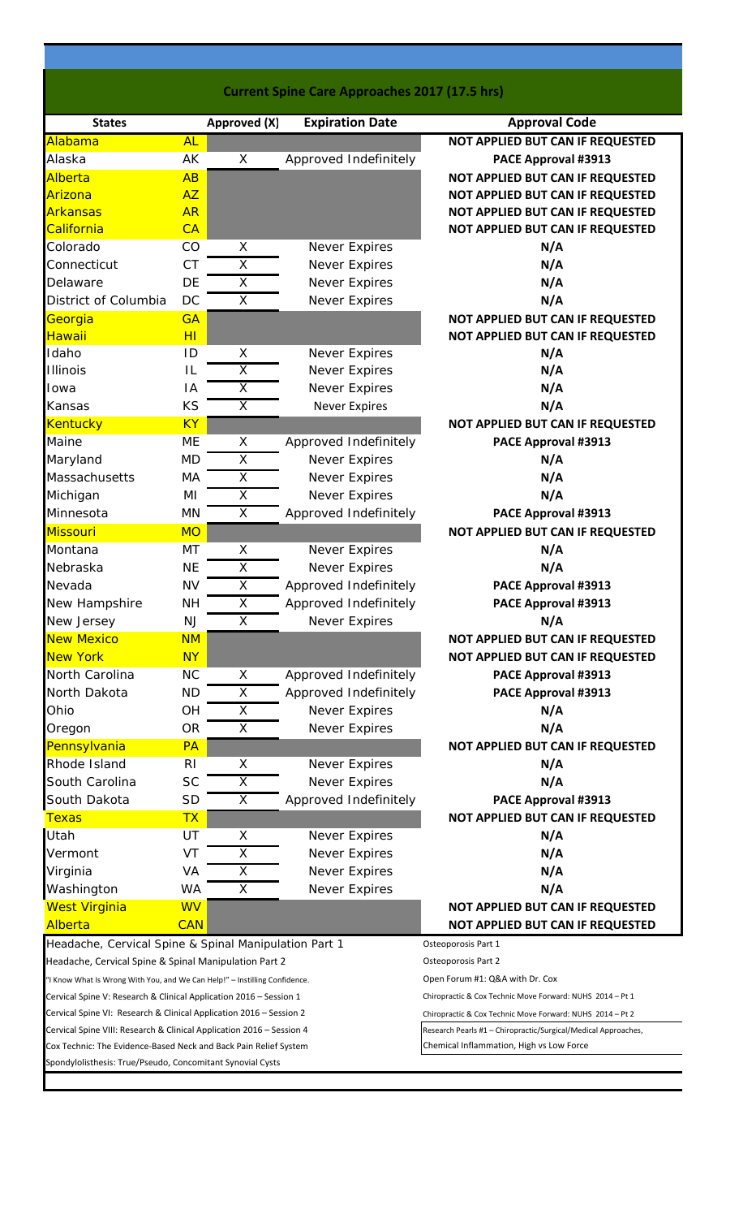## Current Spine Care Approaches 2017 (17.5 hrs)

| States | | Approved (X) | Expiration Date | Approval Code |
|---|---|---|---|---|
| Alabama | AL | | | **NOT APPLIED BUT CAN IF REQUESTED** |
| Alaska | AK | X | Approved Indefinitely | **PACE Approval #3913** |
| Alberta | AB | | | **NOT APPLIED BUT CAN IF REQUESTED** |
| Arizona | AZ | | | **NOT APPLIED BUT CAN IF REQUESTED** |
| Arkansas | AR | | | **NOT APPLIED BUT CAN IF REQUESTED** |
| California | CA | | | **NOT APPLIED BUT CAN IF REQUESTED** |
| Colorado | CO | X | Never Expires | **N/A** |
| Connecticut | CT | X | Never Expires | **N/A** |
| Delaware | DE | X | Never Expires | **N/A** |
| District of Columbia | DC | X | Never Expires | **N/A** |
| Georgia | GA | | | **NOT APPLIED BUT CAN IF REQUESTED** |
| Hawaii | HI | | | **NOT APPLIED BUT CAN IF REQUESTED** |
| Idaho | ID | X | Never Expires | **N/A** |
| Illinois | IL | X | Never Expires | **N/A** |
| Iowa | IA | X | Never Expires | **N/A** |
| Kansas | KS | X | Never Expires | **N/A** |
| Kentucky | KY | | | **NOT APPLIED BUT CAN IF REQUESTED** |
| Maine | ME | X | Approved Indefinitely | **PACE Approval #3913** |
| Maryland | MD | X | Never Expires | **N/A** |
| Massachusetts | MA | X | Never Expires | **N/A** |
| Michigan | MI | X | Never Expires | **N/A** |
| Minnesota | MN | X | Approved Indefinitely | **PACE Approval #3913** |
| Missouri | MO | | | **NOT APPLIED BUT CAN IF REQUESTED** |
| Montana | MT | X | Never Expires | **N/A** |
| Nebraska | NE | X | Never Expires | **N/A** |
| Nevada | NV | X | Approved Indefinitely | **PACE Approval #3913** |
| New Hampshire | NH | X | Approved Indefinitely | **PACE Approval #3913** |
| New Jersey | NJ | X | Never Expires | **N/A** |
| New Mexico | NM | | | **NOT APPLIED BUT CAN IF REQUESTED** |
| New York | NY | | | **NOT APPLIED BUT CAN IF REQUESTED** |
| North Carolina | NC | X | Approved Indefinitely | **PACE Approval #3913** |
| North Dakota | ND | X | Approved Indefinitely | **PACE Approval #3913** |
| Ohio | OH | X | Never Expires | **N/A** |
| Oregon | OR | X | Never Expires | **N/A** |
| Pennsylvania | PA | | | **NOT APPLIED BUT CAN IF REQUESTED** |
| Rhode Island | RI | X | Never Expires | **N/A** |
| South Carolina | SC | X | Never Expires | **N/A** |
| South Dakota | SD | X | Approved Indefinitely | **PACE Approval #3913** |
| Texas | TX | | | **NOT APPLIED BUT CAN IF REQUESTED** |
| Utah | UT | X | Never Expires | **N/A** |
| Vermont | VT | X | Never Expires | **N/A** |
| Virginia | VA | X | Never Expires | **N/A** |
| Washington | WA | X | Never Expires | **N/A** |
| West Virginia | WV | | | **NOT APPLIED BUT CAN IF REQUESTED** |
| Alberta | CAN | | | **NOT APPLIED BUT CAN IF REQUESTED** |

Headache, Cervical Spine & Spinal Manipulation Part 1

Headache, Cervical Spine & Spinal Manipulation Part 2

"I Know What Is Wrong With You, and We Can Help!" – Instilling Confidence.

Cervical Spine V: Research & Clinical Application 2016 – Session 1

Cervical Spine VI: Research & Clinical Application 2016 – Session 2

Cervical Spine VIII: Research & Clinical Application 2016 – Session 4

Cox Technic: The Evidence-Based Neck and Back Pain Relief System

Spondylolisthesis: True/Pseudo, Concomitant Synovial Cysts

Osteoporosis Part 1

Osteoporosis Part 2

Open Forum #1: Q&A with Dr. Cox

Chiropractic & Cox Technic Move Forward: NUHS 2014 – Pt 1

Chiropractic & Cox Technic Move Forward: NUHS 2014 – Pt 2

Research Pearls #1 – Chiropractic/Surgical/Medical Approaches,

Chemical Inflammation, High vs Low Force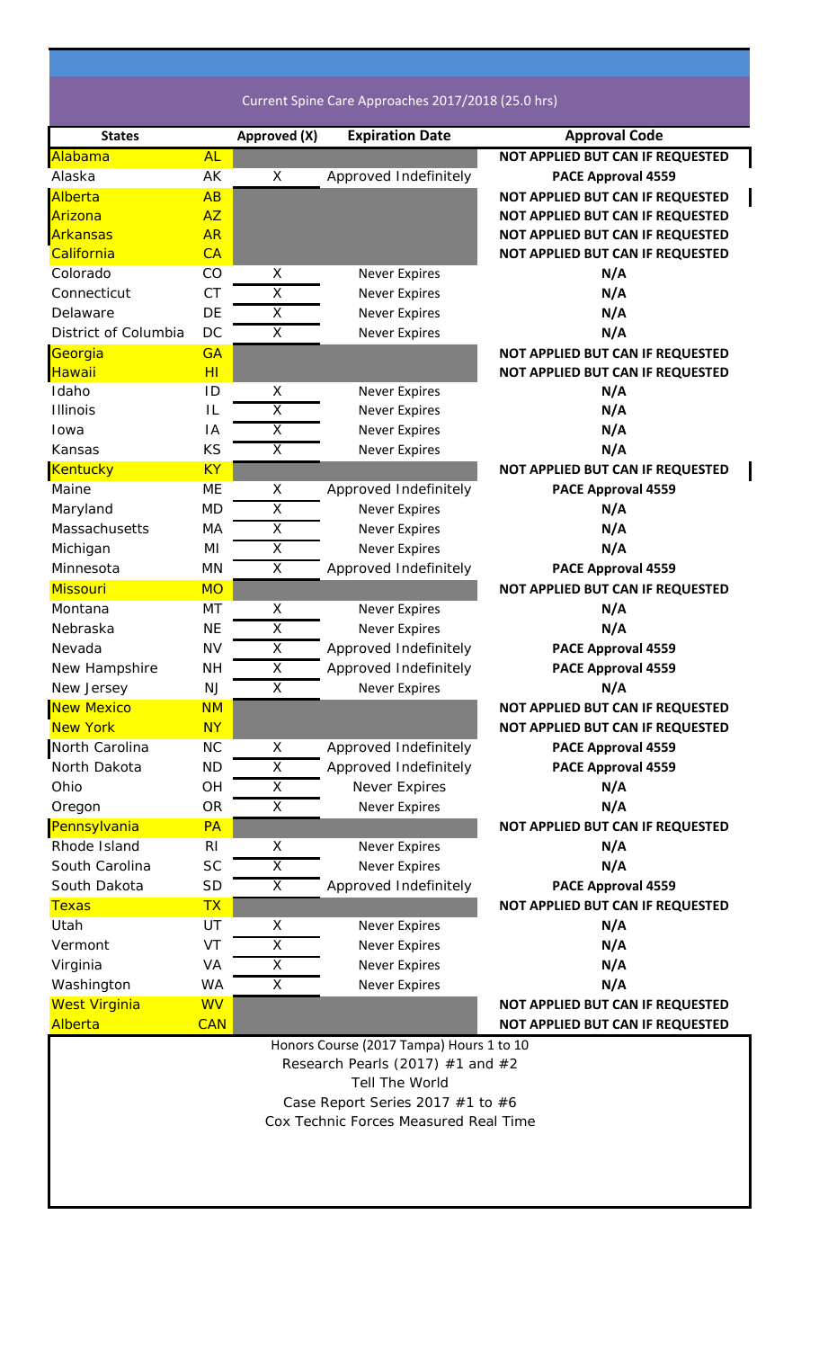## Current Spine Care Approaches 2017/2018 (25.0 hrs)

| States | | Approved (X) | Expiration Date | Approval Code |
|---|---|---|---|---|
| Alabama | AL | | | NOT APPLIED BUT CAN IF REQUESTED |
| Alaska | AK | X | Approved Indefinitely | PACE Approval 4559 |
| Alberta | AB | | | NOT APPLIED BUT CAN IF REQUESTED |
| Arizona | AZ | | | NOT APPLIED BUT CAN IF REQUESTED |
| Arkansas | AR | | | NOT APPLIED BUT CAN IF REQUESTED |
| California | CA | | | NOT APPLIED BUT CAN IF REQUESTED |
| Colorado | CO | X | Never Expires | N/A |
| Connecticut | CT | X | Never Expires | N/A |
| Delaware | DE | X | Never Expires | N/A |
| District of Columbia | DC | X | Never Expires | N/A |
| Georgia | GA | | | NOT APPLIED BUT CAN IF REQUESTED |
| Hawaii | HI | | | NOT APPLIED BUT CAN IF REQUESTED |
| Idaho | ID | X | Never Expires | N/A |
| Illinois | IL | X | Never Expires | N/A |
| Iowa | IA | X | Never Expires | N/A |
| Kansas | KS | X | Never Expires | N/A |
| Kentucky | KY | | | NOT APPLIED BUT CAN IF REQUESTED |
| Maine | ME | X | Approved Indefinitely | PACE Approval 4559 |
| Maryland | MD | X | Never Expires | N/A |
| Massachusetts | MA | X | Never Expires | N/A |
| Michigan | MI | X | Never Expires | N/A |
| Minnesota | MN | X | Approved Indefinitely | PACE Approval 4559 |
| Missouri | MO | | | NOT APPLIED BUT CAN IF REQUESTED |
| Montana | MT | X | Never Expires | N/A |
| Nebraska | NE | X | Never Expires | N/A |
| Nevada | NV | X | Approved Indefinitely | PACE Approval 4559 |
| New Hampshire | NH | X | Approved Indefinitely | PACE Approval 4559 |
| New Jersey | NJ | X | Never Expires | N/A |
| New Mexico | NM | | | NOT APPLIED BUT CAN IF REQUESTED |
| New York | NY | | | NOT APPLIED BUT CAN IF REQUESTED |
| North Carolina | NC | X | Approved Indefinitely | PACE Approval 4559 |
| North Dakota | ND | X | Approved Indefinitely | PACE Approval 4559 |
| Ohio | OH | X | Never Expires | N/A |
| Oregon | OR | X | Never Expires | N/A |
| Pennsylvania | PA | | | NOT APPLIED BUT CAN IF REQUESTED |
| Rhode Island | RI | X | Never Expires | N/A |
| South Carolina | SC | X | Never Expires | N/A |
| South Dakota | SD | X | Approved Indefinitely | PACE Approval 4559 |
| Texas | TX | | | NOT APPLIED BUT CAN IF REQUESTED |
| Utah | UT | X | Never Expires | N/A |
| Vermont | VT | X | Never Expires | N/A |
| Virginia | VA | X | Never Expires | N/A |
| Washington | WA | X | Never Expires | N/A |
| West Virginia | WV | | | NOT APPLIED BUT CAN IF REQUESTED |
| Alberta | CAN | | | NOT APPLIED BUT CAN IF REQUESTED |

Honors Course (2017 Tampa) Hours 1 to 10
Research Pearls (2017) #1 and #2
Tell The World
Case Report Series 2017 #1 to #6
Cox Technic Forces Measured Real Time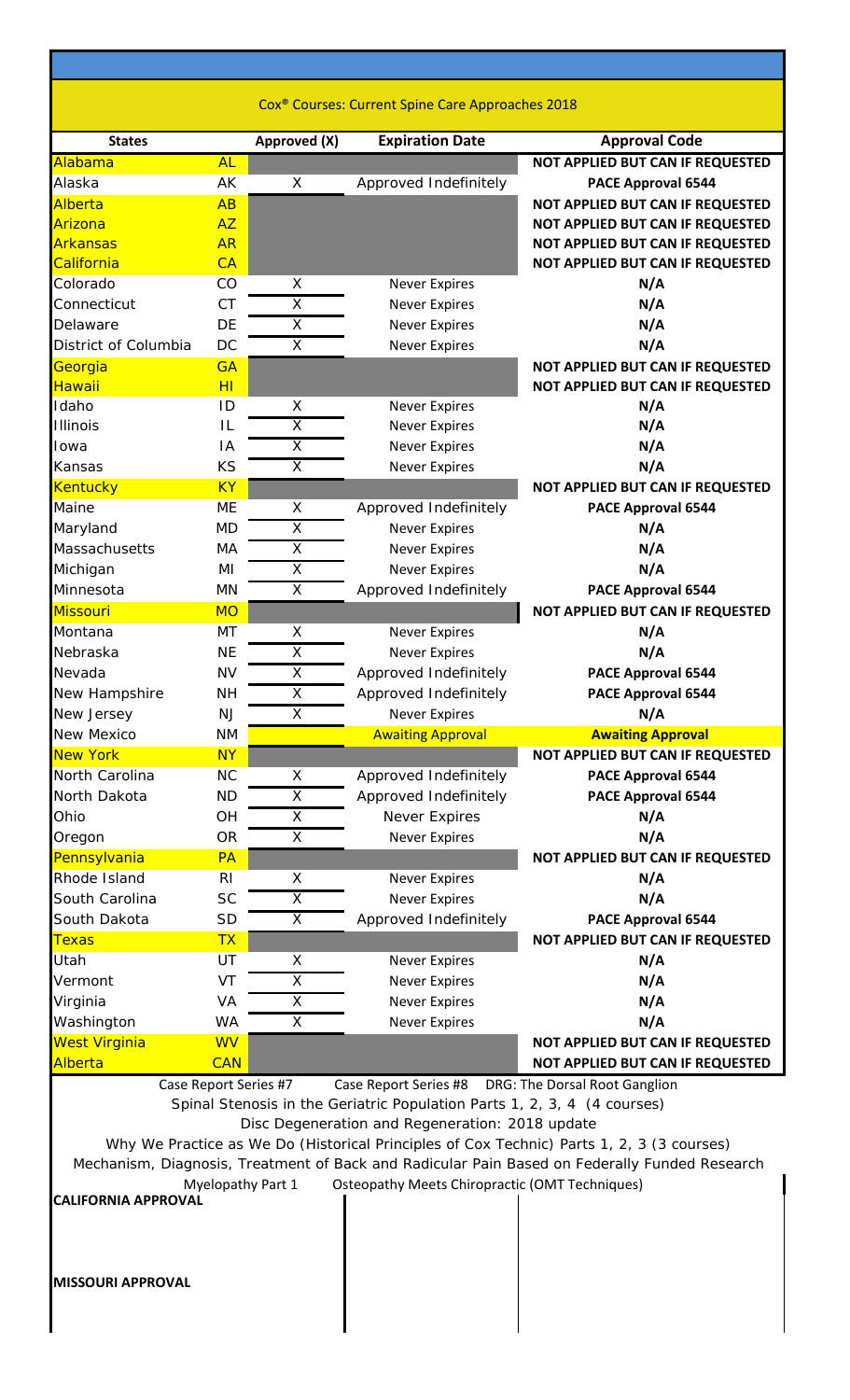## Cox® Courses: Current Spine Care Approaches 2018

| States | | Approved (X) | Expiration Date | Approval Code |
|---|---|---|---|---|
| Alabama | AL | | | NOT APPLIED BUT CAN IF REQUESTED |
| Alaska | AK | X | Approved Indefinitely | PACE Approval 6544 |
| Alberta | AB | | | NOT APPLIED BUT CAN IF REQUESTED |
| Arizona | AZ | | | NOT APPLIED BUT CAN IF REQUESTED |
| Arkansas | AR | | | NOT APPLIED BUT CAN IF REQUESTED |
| California | CA | | | NOT APPLIED BUT CAN IF REQUESTED |
| Colorado | CO | X | Never Expires | N/A |
| Connecticut | CT | X | Never Expires | N/A |
| Delaware | DE | X | Never Expires | N/A |
| District of Columbia | DC | X | Never Expires | N/A |
| Georgia | GA | | | NOT APPLIED BUT CAN IF REQUESTED |
| Hawaii | HI | | | NOT APPLIED BUT CAN IF REQUESTED |
| Idaho | ID | X | Never Expires | N/A |
| Illinois | IL | X | Never Expires | N/A |
| Iowa | IA | X | Never Expires | N/A |
| Kansas | KS | X | Never Expires | N/A |
| Kentucky | KY | | | NOT APPLIED BUT CAN IF REQUESTED |
| Maine | ME | X | Approved Indefinitely | PACE Approval 6544 |
| Maryland | MD | X | Never Expires | N/A |
| Massachusetts | MA | X | Never Expires | N/A |
| Michigan | MI | X | Never Expires | N/A |
| Minnesota | MN | X | Approved Indefinitely | PACE Approval 6544 |
| Missouri | MO | | | NOT APPLIED BUT CAN IF REQUESTED |
| Montana | MT | X | Never Expires | N/A |
| Nebraska | NE | X | Never Expires | N/A |
| Nevada | NV | X | Approved Indefinitely | PACE Approval 6544 |
| New Hampshire | NH | X | Approved Indefinitely | PACE Approval 6544 |
| New Jersey | NJ | X | Never Expires | N/A |
| New Mexico | NM | | Awaiting Approval | Awaiting Approval |
| New York | NY | | | NOT APPLIED BUT CAN IF REQUESTED |
| North Carolina | NC | X | Approved Indefinitely | PACE Approval 6544 |
| North Dakota | ND | X | Approved Indefinitely | PACE Approval 6544 |
| Ohio | OH | X | Never Expires | N/A |
| Oregon | OR | X | Never Expires | N/A |
| Pennsylvania | PA | | | NOT APPLIED BUT CAN IF REQUESTED |
| Rhode Island | RI | X | Never Expires | N/A |
| South Carolina | SC | X | Never Expires | N/A |
| South Dakota | SD | X | Approved Indefinitely | PACE Approval 6544 |
| Texas | TX | | | NOT APPLIED BUT CAN IF REQUESTED |
| Utah | UT | X | Never Expires | N/A |
| Vermont | VT | X | Never Expires | N/A |
| Virginia | VA | X | Never Expires | N/A |
| Washington | WA | X | Never Expires | N/A |
| West Virginia | WV | | | NOT APPLIED BUT CAN IF REQUESTED |
| Alberta | CAN | | | NOT APPLIED BUT CAN IF REQUESTED |

Case Report Series #7 Case Report Series #8 DRG: The Dorsal Root Ganglion

Spinal Stenosis in the Geriatric Population Parts 1, 2, 3, 4 (4 courses)

Disc Degeneration and Regeneration: 2018 update

Why We Practice as We Do (Historical Principles of Cox Technic) Parts 1, 2, 3 (3 courses)

Mechanism, Diagnosis, Treatment of Back and Radicular Pain Based on Federally Funded Research

Myelopathy Part 1 Osteopathy Meets Chiropractic (OMT Techniques)

**CALIFORNIA APPROVAL**

**MISSOURI APPROVAL**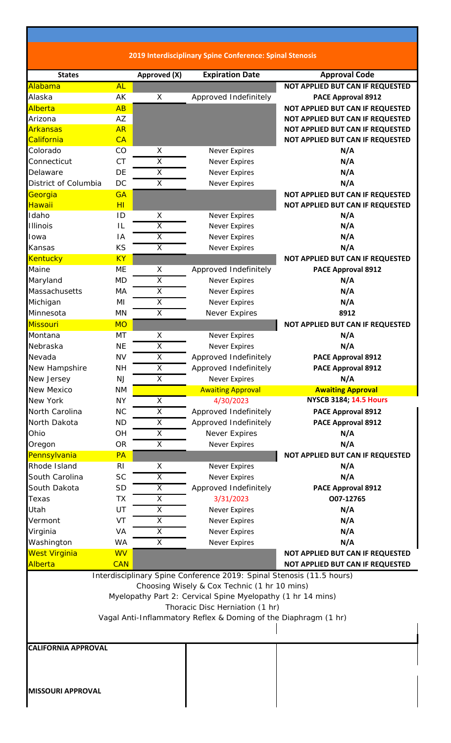## 2019 Interdisciplinary Spine Conference: Spinal Stenosis

| States | | Approved (X) | Expiration Date | Approval Code |
|---|---|---|---|---|
| Alabama | AL | | | NOT APPLIED BUT CAN IF REQUESTED |
| Alaska | AK | X | Approved Indefinitely | PACE Approval 8912 |
| Alberta | AB | | | NOT APPLIED BUT CAN IF REQUESTED |
| Arizona | AZ | | | NOT APPLIED BUT CAN IF REQUESTED |
| Arkansas | AR | | | NOT APPLIED BUT CAN IF REQUESTED |
| California | CA | | | NOT APPLIED BUT CAN IF REQUESTED |
| Colorado | CO | X | Never Expires | N/A |
| Connecticut | CT | X | Never Expires | N/A |
| Delaware | DE | X | Never Expires | N/A |
| District of Columbia | DC | X | Never Expires | N/A |
| Georgia | GA | | | NOT APPLIED BUT CAN IF REQUESTED |
| Hawaii | HI | | | NOT APPLIED BUT CAN IF REQUESTED |
| Idaho | ID | X | Never Expires | N/A |
| Illinois | IL | X | Never Expires | N/A |
| Iowa | IA | X | Never Expires | N/A |
| Kansas | KS | X | Never Expires | N/A |
| Kentucky | KY | | | NOT APPLIED BUT CAN IF REQUESTED |
| Maine | ME | X | Approved Indefinitely | PACE Approval 8912 |
| Maryland | MD | X | Never Expires | N/A |
| Massachusetts | MA | X | Never Expires | N/A |
| Michigan | MI | X | Never Expires | N/A |
| Minnesota | MN | X | Never Expires | 8912 |
| Missouri | MO | | | NOT APPLIED BUT CAN IF REQUESTED |
| Montana | MT | X | Never Expires | N/A |
| Nebraska | NE | X | Never Expires | N/A |
| Nevada | NV | X | Approved Indefinitely | PACE Approval 8912 |
| New Hampshire | NH | X | Approved Indefinitely | PACE Approval 8912 |
| New Jersey | NJ | X | Never Expires | N/A |
| New Mexico | NM | | Awaiting Approval | Awaiting Approval |
| New York | NY | X | 4/30/2023 | NYSCB 3184; 14.5 Hours |
| North Carolina | NC | X | Approved Indefinitely | PACE Approval 8912 |
| North Dakota | ND | X | Approved Indefinitely | PACE Approval 8912 |
| Ohio | OH | X | Never Expires | N/A |
| Oregon | OR | X | Never Expires | N/A |
| Pennsylvania | PA | | | NOT APPLIED BUT CAN IF REQUESTED |
| Rhode Island | RI | X | Never Expires | N/A |
| South Carolina | SC | X | Never Expires | N/A |
| South Dakota | SD | X | Approved Indefinitely | PACE Approval 8912 |
| Texas | TX | X | 3/31/2023 | O07-12765 |
| Utah | UT | X | Never Expires | N/A |
| Vermont | VT | X | Never Expires | N/A |
| Virginia | VA | X | Never Expires | N/A |
| Washington | WA | X | Never Expires | N/A |
| West Virginia | WV | | | NOT APPLIED BUT CAN IF REQUESTED |
| Alberta | CAN | | | NOT APPLIED BUT CAN IF REQUESTED |

Interdisciplinary Spine Conference 2019: Spinal Stenosis (11.5 hours)

Choosing Wisely & Cox Technic (1 hr 10 mins)

Myelopathy Part 2: Cervical Spine Myelopathy (1 hr 14 mins)

Thoracic Disc Herniation (1 hr)

Vagal Anti-Inflammatory Reflex & Doming of the Diaphragm (1 hr)

| | | |
|---|---|---|
| **CALIFORNIA APPROVAL** | | |
| **MISSOURI APPROVAL** | | |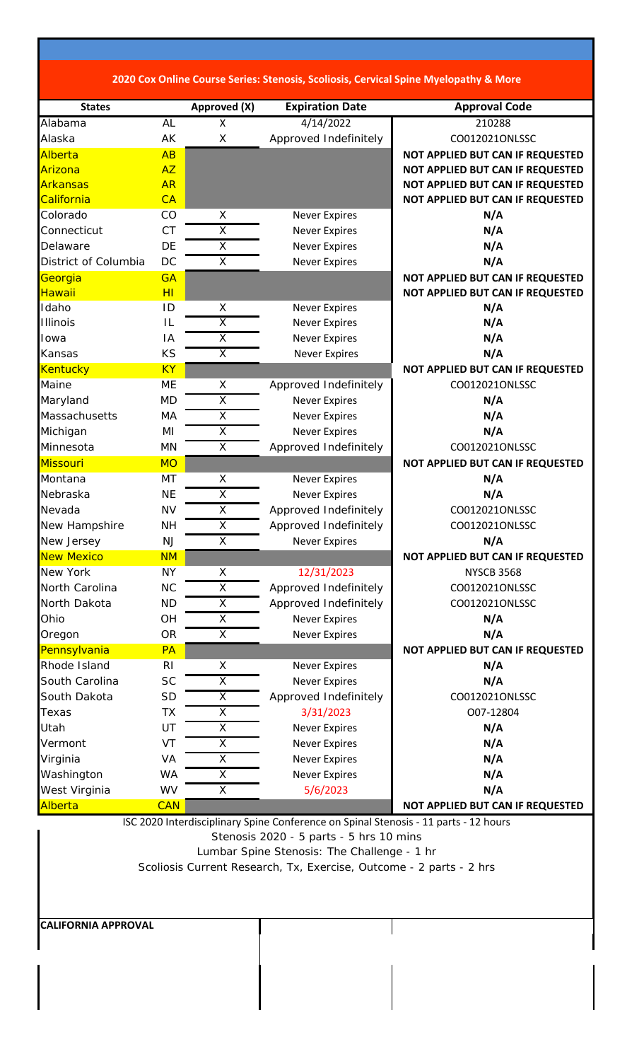## 2020 Cox Online Course Series: Stenosis, Scoliosis, Cervical Spine Myelopathy & More

| States | | Approved (X) | Expiration Date | Approval Code |
|---|---|---|---|---|
| Alabama | AL | X | 4/14/2022 | 210288 |
| Alaska | AK | X | Approved Indefinitely | CO012021ONLSSC |
| Alberta | AB | | | **NOT APPLIED BUT CAN IF REQUESTED** |
| Arizona | AZ | | | **NOT APPLIED BUT CAN IF REQUESTED** |
| Arkansas | AR | | | **NOT APPLIED BUT CAN IF REQUESTED** |
| California | CA | | | **NOT APPLIED BUT CAN IF REQUESTED** |
| Colorado | CO | X | Never Expires | **N/A** |
| Connecticut | CT | X | Never Expires | **N/A** |
| Delaware | DE | X | Never Expires | **N/A** |
| District of Columbia | DC | X | Never Expires | **N/A** |
| Georgia | GA | | | **NOT APPLIED BUT CAN IF REQUESTED** |
| Hawaii | HI | | | **NOT APPLIED BUT CAN IF REQUESTED** |
| Idaho | ID | X | Never Expires | **N/A** |
| Illinois | IL | X | Never Expires | **N/A** |
| Iowa | IA | X | Never Expires | **N/A** |
| Kansas | KS | X | Never Expires | **N/A** |
| Kentucky | KY | | | **NOT APPLIED BUT CAN IF REQUESTED** |
| Maine | ME | X | Approved Indefinitely | CO012021ONLSSC |
| Maryland | MD | X | Never Expires | **N/A** |
| Massachusetts | MA | X | Never Expires | **N/A** |
| Michigan | MI | X | Never Expires | **N/A** |
| Minnesota | MN | X | Approved Indefinitely | CO012021ONLSSC |
| Missouri | MO | | | **NOT APPLIED BUT CAN IF REQUESTED** |
| Montana | MT | X | Never Expires | **N/A** |
| Nebraska | NE | X | Never Expires | **N/A** |
| Nevada | NV | X | Approved Indefinitely | CO012021ONLSSC |
| New Hampshire | NH | X | Approved Indefinitely | CO012021ONLSSC |
| New Jersey | NJ | X | Never Expires | **N/A** |
| New Mexico | NM | | | **NOT APPLIED BUT CAN IF REQUESTED** |
| New York | NY | X | 12/31/2023 | NYSCB 3568 |
| North Carolina | NC | X | Approved Indefinitely | CO012021ONLSSC |
| North Dakota | ND | X | Approved Indefinitely | CO012021ONLSSC |
| Ohio | OH | X | Never Expires | **N/A** |
| Oregon | OR | X | Never Expires | **N/A** |
| Pennsylvania | PA | | | **NOT APPLIED BUT CAN IF REQUESTED** |
| Rhode Island | RI | X | Never Expires | **N/A** |
| South Carolina | SC | X | Never Expires | **N/A** |
| South Dakota | SD | X | Approved Indefinitely | CO012021ONLSSC |
| Texas | TX | X | 3/31/2023 | O07-12804 |
| Utah | UT | X | Never Expires | **N/A** |
| Vermont | VT | X | Never Expires | **N/A** |
| Virginia | VA | X | Never Expires | **N/A** |
| Washington | WA | X | Never Expires | **N/A** |
| West Virginia | WV | X | 5/6/2023 | **N/A** |
| Alberta | CAN | | | **NOT APPLIED BUT CAN IF REQUESTED** |

ISC 2020 Interdisciplinary Spine Conference on Spinal Stenosis - 11 parts - 12 hours

Stenosis 2020 - 5 parts - 5 hrs 10 mins

Lumbar Spine Stenosis: The Challenge - 1 hr

Scoliosis Current Research, Tx, Exercise, Outcome - 2 parts - 2 hrs

**CALIFORNIA APPROVAL**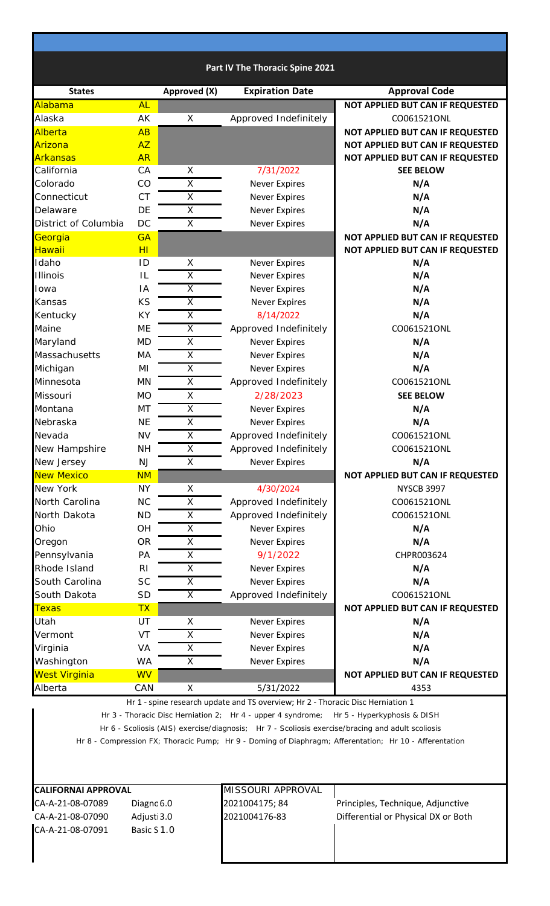## Part IV The Thoracic Spine 2021

| States | | Approved (X) | Expiration Date | Approval Code |
|---|---|---|---|---|
| Alabama | AL | | | NOT APPLIED BUT CAN IF REQUESTED |
| Alaska | AK | X | Approved Indefinitely | CO061521ONL |
| Alberta | AB | | | NOT APPLIED BUT CAN IF REQUESTED |
| Arizona | AZ | | | NOT APPLIED BUT CAN IF REQUESTED |
| Arkansas | AR | | | NOT APPLIED BUT CAN IF REQUESTED |
| California | CA | X | 7/31/2022 | SEE BELOW |
| Colorado | CO | X | Never Expires | N/A |
| Connecticut | CT | X | Never Expires | N/A |
| Delaware | DE | X | Never Expires | N/A |
| District of Columbia | DC | X | Never Expires | N/A |
| Georgia | GA | | | NOT APPLIED BUT CAN IF REQUESTED |
| Hawaii | HI | | | NOT APPLIED BUT CAN IF REQUESTED |
| Idaho | ID | X | Never Expires | N/A |
| Illinois | IL | X | Never Expires | N/A |
| Iowa | IA | X | Never Expires | N/A |
| Kansas | KS | X | Never Expires | N/A |
| Kentucky | KY | X | 8/14/2022 | N/A |
| Maine | ME | X | Approved Indefinitely | CO061521ONL |
| Maryland | MD | X | Never Expires | N/A |
| Massachusetts | MA | X | Never Expires | N/A |
| Michigan | MI | X | Never Expires | N/A |
| Minnesota | MN | X | Approved Indefinitely | CO061521ONL |
| Missouri | MO | X | 2/28/2023 | SEE BELOW |
| Montana | MT | X | Never Expires | N/A |
| Nebraska | NE | X | Never Expires | N/A |
| Nevada | NV | X | Approved Indefinitely | CO061521ONL |
| New Hampshire | NH | X | Approved Indefinitely | CO061521ONL |
| New Jersey | NJ | X | Never Expires | N/A |
| New Mexico | NM | | | NOT APPLIED BUT CAN IF REQUESTED |
| New York | NY | X | 4/30/2024 | NYSCB 3997 |
| North Carolina | NC | X | Approved Indefinitely | CO061521ONL |
| North Dakota | ND | X | Approved Indefinitely | CO061521ONL |
| Ohio | OH | X | Never Expires | N/A |
| Oregon | OR | X | Never Expires | N/A |
| Pennsylvania | PA | X | 9/1/2022 | CHPR003624 |
| Rhode Island | RI | X | Never Expires | N/A |
| South Carolina | SC | X | Never Expires | N/A |
| South Dakota | SD | X | Approved Indefinitely | CO061521ONL |
| Texas | TX | | | NOT APPLIED BUT CAN IF REQUESTED |
| Utah | UT | X | Never Expires | N/A |
| Vermont | VT | X | Never Expires | N/A |
| Virginia | VA | X | Never Expires | N/A |
| Washington | WA | X | Never Expires | N/A |
| West Virginia | WV | | | NOT APPLIED BUT CAN IF REQUESTED |
| Alberta | CAN | X | 5/31/2022 | 4353 |

Hr 1 - spine research update and TS overview; Hr 2 - Thoracic Disc Herniation 1

Hr 3 - Thoracic Disc Herniation 2; Hr 4 - upper 4 syndrome; Hr 5 - Hyperkyphosis & DISH

Hr 6 - Scoliosis (AIS) exercise/diagnosis; Hr 7 - Scoliosis exercise/bracing and adult scoliosis

Hr 8 - Compression FX; Thoracic Pump; Hr 9 - Doming of Diaphragm; Afferentation; Hr 10 - Afferentation

| CALIFORNAI APPROVAL | | MISSOURI APPROVAL | |
|---|---|---|---|
| CA-A-21-08-07089 | Diagno 6.0 | 2021004175; 84 | Principles, Technique, Adjunctive |
| CA-A-21-08-07090 | Adjusti 3.0 | 2021004176-83 | Differential or Physical DX or Both |
| CA-A-21-08-07091 | Basic S 1.0 | | |